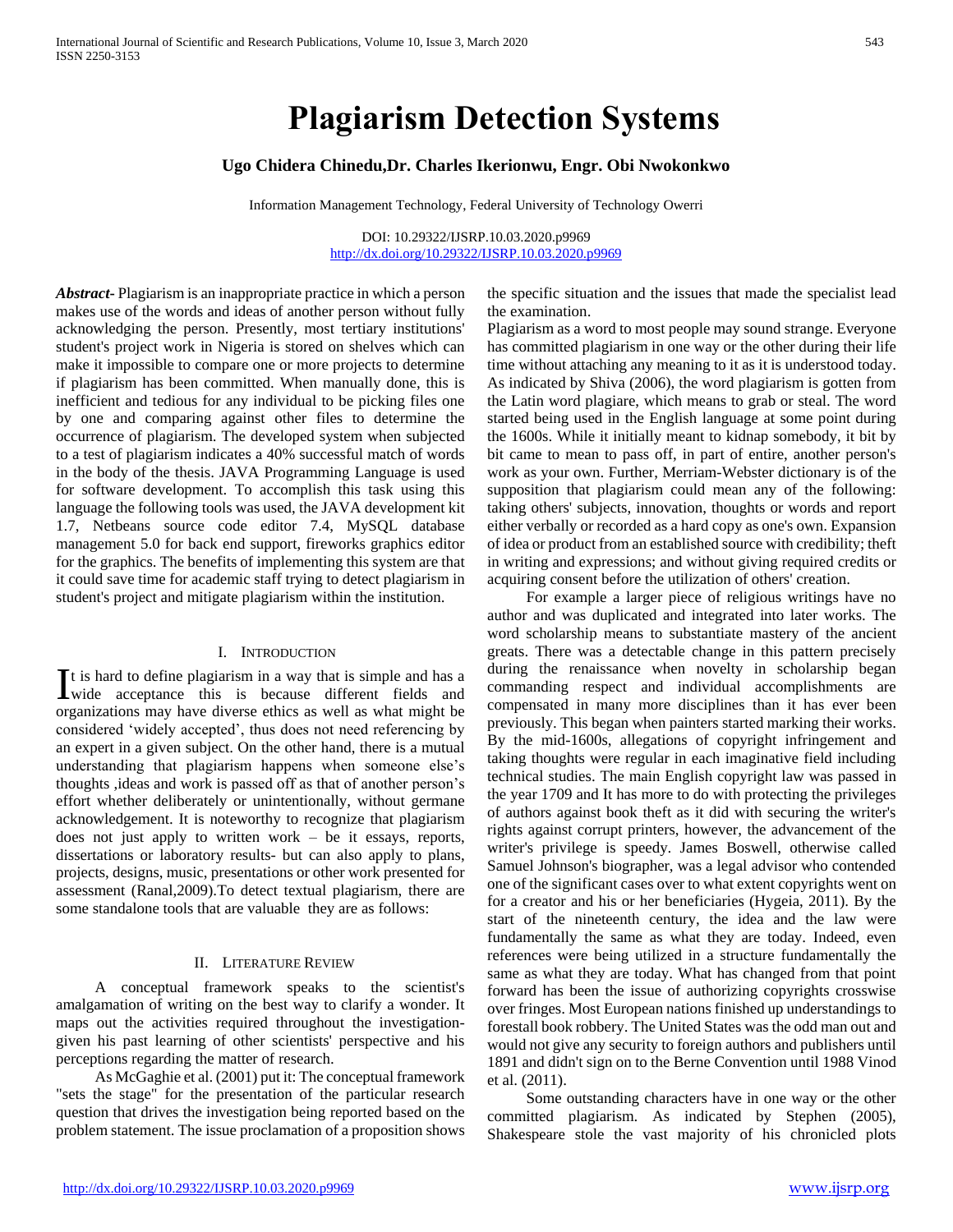# Plagiarism Detection Systems

**Ugo Chidera Chinedu,Dr. Charles Ikerionwu, Engr. Obi Nwokonkwo**

Information Management Technology, Federal University of Technology Owerri

DOI: 10.29322/IJSRP.10.03.2020.p9969
http://dx.doi.org/10.29322/IJSRP.10.03.2020.p9969

***Abstract-*** Plagiarism is an inappropriate practice in which a person makes use of the words and ideas of another person without fully acknowledging the person. Presently, most tertiary institutions' student's project work in Nigeria is stored on shelves which can make it impossible to compare one or more projects to determine if plagiarism has been committed. When manually done, this is inefficient and tedious for any individual to be picking files one by one and comparing against other files to determine the occurrence of plagiarism. The developed system when subjected to a test of plagiarism indicates a 40% successful match of words in the body of the thesis. JAVA Programming Language is used for software development. To accomplish this task using this language the following tools was used, the JAVA development kit 1.7, Netbeans source code editor 7.4, MySQL database management 5.0 for back end support, fireworks graphics editor for the graphics. The benefits of implementing this system are that it could save time for academic staff trying to detect plagiarism in student's project and mitigate plagiarism within the institution.

## I. Introduction

It is hard to define plagiarism in a way that is simple and has a wide acceptance this is because different fields and organizations may have diverse ethics as well as what might be considered 'widely accepted', thus does not need referencing by an expert in a given subject. On the other hand, there is a mutual understanding that plagiarism happens when someone else's thoughts ,ideas and work is passed off as that of another person's effort whether deliberately or unintentionally, without germane acknowledgement. It is noteworthy to recognize that plagiarism does not just apply to written work – be it essays, reports, dissertations or laboratory results- but can also apply to plans, projects, designs, music, presentations or other work presented for assessment (Ranal,2009).To detect textual plagiarism, there are some standalone tools that are valuable they are as follows:

## II. Literature Review

A conceptual framework speaks to the scientist's amalgamation of writing on the best way to clarify a wonder. It maps out the activities required throughout the investigation-given his past learning of other scientists' perspective and his perceptions regarding the matter of research.

As McGaghie et al. (2001) put it: The conceptual framework "sets the stage" for the presentation of the particular research question that drives the investigation being reported based on the problem statement. The issue proclamation of a proposition shows the specific situation and the issues that made the specialist lead the examination.

Plagiarism as a word to most people may sound strange. Everyone has committed plagiarism in one way or the other during their life time without attaching any meaning to it as it is understood today. As indicated by Shiva (2006), the word plagiarism is gotten from the Latin word plagiare, which means to grab or steal. The word started being used in the English language at some point during the 1600s. While it initially meant to kidnap somebody, it bit by bit came to mean to pass off, in part of entire, another person's work as your own. Further, Merriam-Webster dictionary is of the supposition that plagiarism could mean any of the following: taking others' subjects, innovation, thoughts or words and report either verbally or recorded as a hard copy as one's own. Expansion of idea or product from an established source with credibility; theft in writing and expressions; and without giving required credits or acquiring consent before the utilization of others' creation.

For example a larger piece of religious writings have no author and was duplicated and integrated into later works. The word scholarship means to substantiate mastery of the ancient greats. There was a detectable change in this pattern precisely during the renaissance when novelty in scholarship began commanding respect and individual accomplishments are compensated in many more disciplines than it has ever been previously. This began when painters started marking their works. By the mid-1600s, allegations of copyright infringement and taking thoughts were regular in each imaginative field including technical studies. The main English copyright law was passed in the year 1709 and It has more to do with protecting the privileges of authors against book theft as it did with securing the writer's rights against corrupt printers, however, the advancement of the writer's privilege is speedy. James Boswell, otherwise called Samuel Johnson's biographer, was a legal advisor who contended one of the significant cases over to what extent copyrights went on for a creator and his or her beneficiaries (Hygeia, 2011). By the start of the nineteenth century, the idea and the law were fundamentally the same as what they are today. Indeed, even references were being utilized in a structure fundamentally the same as what they are today. What has changed from that point forward has been the issue of authorizing copyrights crosswise over fringes. Most European nations finished up understandings to forestall book robbery. The United States was the odd man out and would not give any security to foreign authors and publishers until 1891 and didn't sign on to the Berne Convention until 1988 Vinod et al. (2011).

Some outstanding characters have in one way or the other committed plagiarism. As indicated by Stephen (2005), Shakespeare stole the vast majority of his chronicled plots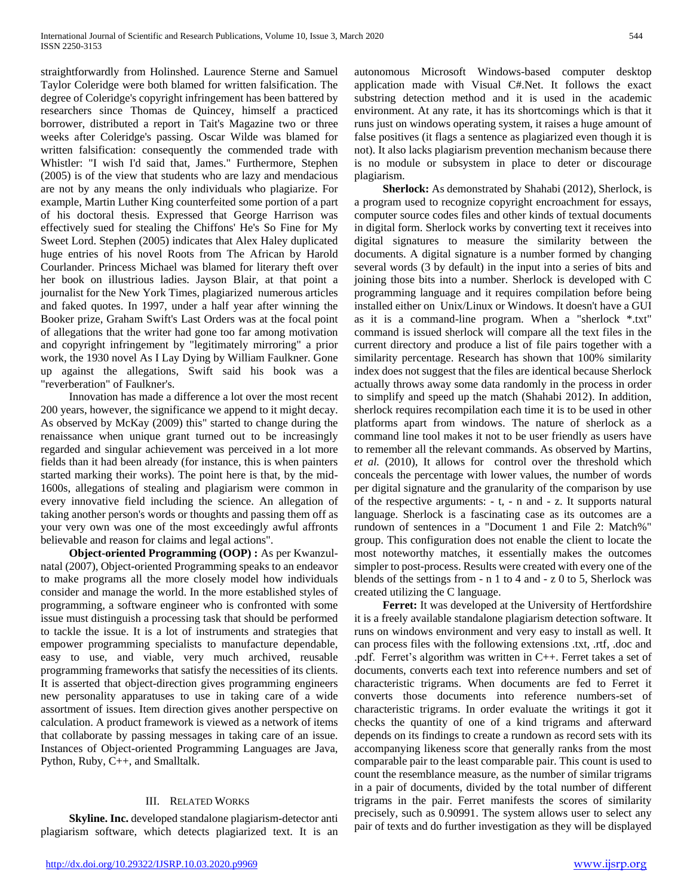straightforwardly from Holinshed. Laurence Sterne and Samuel Taylor Coleridge were both blamed for written falsification. The degree of Coleridge's copyright infringement has been battered by researchers since Thomas de Quincey, himself a practiced borrower, distributed a report in Tait's Magazine two or three weeks after Coleridge's passing. Oscar Wilde was blamed for written falsification: consequently the commended trade with Whistler: "I wish I'd said that, James." Furthermore, Stephen (2005) is of the view that students who are lazy and mendacious are not by any means the only individuals who plagiarize. For example, Martin Luther King counterfeited some portion of a part of his doctoral thesis. Expressed that George Harrison was effectively sued for stealing the Chiffons' He's So Fine for My Sweet Lord. Stephen (2005) indicates that Alex Haley duplicated huge entries of his novel Roots from The African by Harold Courlander. Princess Michael was blamed for literary theft over her book on illustrious ladies. Jayson Blair, at that point a journalist for the New York Times, plagiarized numerous articles and faked quotes. In 1997, under a half year after winning the Booker prize, Graham Swift's Last Orders was at the focal point of allegations that the writer had gone too far among motivation and copyright infringement by "legitimately mirroring" a prior work, the 1930 novel As I Lay Dying by William Faulkner. Gone up against the allegations, Swift said his book was a "reverberation" of Faulkner's.

Innovation has made a difference a lot over the most recent 200 years, however, the significance we append to it might decay. As observed by McKay (2009) this" started to change during the renaissance when unique grant turned out to be increasingly regarded and singular achievement was perceived in a lot more fields than it had been already (for instance, this is when painters started marking their works). The point here is that, by the mid-1600s, allegations of stealing and plagiarism were common in every innovative field including the science. An allegation of taking another person's words or thoughts and passing them off as your very own was one of the most exceedingly awful affronts believable and reason for claims and legal actions".

**Object-oriented Programming (OOP) :** As per Kwanzul-natal (2007), Object-oriented Programming speaks to an endeavor to make programs all the more closely model how individuals consider and manage the world. In the more established styles of programming, a software engineer who is confronted with some issue must distinguish a processing task that should be performed to tackle the issue. It is a lot of instruments and strategies that empower programming specialists to manufacture dependable, easy to use, and viable, very much archived, reusable programming frameworks that satisfy the necessities of its clients. It is asserted that object-direction gives programming engineers new personality apparatuses to use in taking care of a wide assortment of issues. Item direction gives another perspective on calculation. A product framework is viewed as a network of items that collaborate by passing messages in taking care of an issue. Instances of Object-oriented Programming Languages are Java, Python, Ruby, C++, and Smalltalk.

## III. Related Works

**Skyline. Inc.** developed standalone plagiarism-detector anti plagiarism software, which detects plagiarized text. It is an autonomous Microsoft Windows-based computer desktop application made with Visual C#.Net. It follows the exact substring detection method and it is used in the academic environment. At any rate, it has its shortcomings which is that it runs just on windows operating system, it raises a huge amount of false positives (it flags a sentence as plagiarized even though it is not). It also lacks plagiarism prevention mechanism because there is no module or subsystem in place to deter or discourage plagiarism.

**Sherlock:** As demonstrated by Shahabi (2012), Sherlock, is a program used to recognize copyright encroachment for essays, computer source codes files and other kinds of textual documents in digital form. Sherlock works by converting text it receives into digital signatures to measure the similarity between the documents. A digital signature is a number formed by changing several words (3 by default) in the input into a series of bits and joining those bits into a number. Sherlock is developed with C programming language and it requires compilation before being installed either on Unix/Linux or Windows. It doesn't have a GUI as it is a command-line program. When a "sherlock *.txt" command is issued sherlock will compare all the text files in the current directory and produce a list of file pairs together with a similarity percentage. Research has shown that 100% similarity index does not suggest that the files are identical because Sherlock actually throws away some data randomly in the process in order to simplify and speed up the match (Shahabi 2012). In addition, sherlock requires recompilation each time it is to be used in other platforms apart from windows. The nature of sherlock as a command line tool makes it not to be user friendly as users have to remember all the relevant commands. As observed by Martins, *et al.* (2010), It allows for control over the threshold which conceals the percentage with lower values, the number of words per digital signature and the granularity of the comparison by use of the respective arguments: - t, - n and - z. It supports natural language. Sherlock is a fascinating case as its outcomes are a rundown of sentences in a "Document 1 and File 2: Match%" group. This configuration does not enable the client to locate the most noteworthy matches, it essentially makes the outcomes simpler to post-process. Results were created with every one of the blends of the settings from - n 1 to 4 and - z 0 to 5, Sherlock was created utilizing the C language.

**Ferret:** It was developed at the University of Hertfordshire it is a freely available standalone plagiarism detection software. It runs on windows environment and very easy to install as well. It can process files with the following extensions .txt, .rtf, .doc and .pdf. Ferret's algorithm was written in C++. Ferret takes a set of documents, converts each text into reference numbers and set of characteristic trigrams. When documents are fed to Ferret it converts those documents into reference numbers-set of characteristic trigrams. In order evaluate the writings it got it checks the quantity of one of a kind trigrams and afterward depends on its findings to create a rundown as record sets with its accompanying likeness score that generally ranks from the most comparable pair to the least comparable pair. This count is used to count the resemblance measure, as the number of similar trigrams in a pair of documents, divided by the total number of different trigrams in the pair. Ferret manifests the scores of similarity precisely, such as 0.90991. The system allows user to select any pair of texts and do further investigation as they will be displayed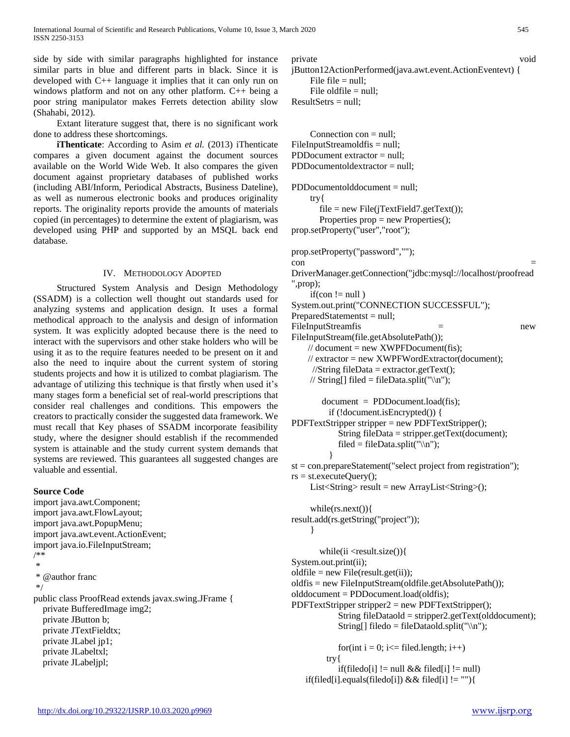side by side with similar paragraphs highlighted for instance similar parts in blue and different parts in black. Since it is developed with C++ language it implies that it can only run on windows platform and not on any other platform. C++ being a poor string manipulator makes Ferrets detection ability slow (Shahabi, 2012).

Extant literature suggest that, there is no significant work done to address these shortcomings.

**iThenticate**: According to Asim *et al.* (2013) iThenticate compares a given document against the document sources available on the World Wide Web. It also compares the given document against proprietary databases of published works (including ABI/Inform, Periodical Abstracts, Business Dateline), as well as numerous electronic books and produces originality reports. The originality reports provide the amounts of materials copied (in percentages) to determine the extent of plagiarism, was developed using PHP and supported by an MSQL back end database.

## IV. Methodology Adopted

Structured System Analysis and Design Methodology (SSADM) is a collection well thought out standards used for analyzing systems and application design. It uses a formal methodical approach to the analysis and design of information system. It was explicitly adopted because there is the need to interact with the supervisors and other stake holders who will be using it as to the require features needed to be present on it and also the need to inquire about the current system of storing students projects and how it is utilized to combat plagiarism. The advantage of utilizing this technique is that firstly when used it's many stages form a beneficial set of real-world prescriptions that consider real challenges and conditions. This empowers the creators to practically consider the suggested data framework. We must recall that Key phases of SSADM incorporate feasibility study, where the designer should establish if the recommended system is attainable and the study current system demands that systems are reviewed. This guarantees all suggested changes are valuable and essential.

**Source Code**

```
import java.awt.Component;
import java.awt.FlowLayout;
import java.awt.PopupMenu;
import java.awt.event.ActionEvent;
import java.io.FileInputStream;
/**
 *
 * @author franc
 */
public class ProofRead extends javax.swing.JFrame {
   private BufferedImage img2;
   private JButton b;
   private JTextFieldtx;
   private JLabel jp1;
   private JLabeltxl;
   private JLabeljpl;
```

```
private void jButton12ActionPerformed(java.awt.event.ActionEventevt) {
      File file = null;
      File oldfile = null;
ResultSetrs = null;


      Connection con = null;
FileInputStreamoldfis = null;
PDDocument extractor = null;
PDDocumentoldextractor = null;

PDDocumentolddocument = null;
      try{
         file = new File(jTextField7.getText());
         Properties prop = new Properties();
prop.setProperty("user","root");

prop.setProperty("password","");
con = DriverManager.getConnection("jdbc:mysql://localhost/proofread",prop);
      if(con != null )
System.out.print("CONNECTION SUCCESSFUL");
PreparedStatementst = null;
FileInputStreamfis = new FileInputStream(file.getAbsolutePath());
     // document = new XWPFDocument(fis);
     // extractor = new XWPFWordExtractor(document);
      //String fileData = extractor.getText();
     // String[] filed = fileData.split("\\n");

          document  =  PDDocument.load(fis);
            if (!document.isEncrypted()) {
PDFTextStripper stripper = new PDFTextStripper();
               String fileData = stripper.getText(document);
               filed = fileData.split("\\n");
            }
st = con.prepareStatement("select project from registration");
rs = st.executeQuery();
      List<String> result = new ArrayList<String>();

      while(rs.next()){
result.add(rs.getString("project"));
      }

         while(ii <result.size()){
System.out.print(ii);
oldfile = new File(result.get(ii));
oldfis = new FileInputStream(oldfile.getAbsolutePath());
olddocument = PDDocument.load(oldfis);
PDFTextStripper stripper2 = new PDFTextStripper();
               String fileDataold = stripper2.getText(olddocument);
               String[] filedo = fileDataold.split("\\n");

               for(int i = 0; i<= filed.length; i++)
           try{
               if(filedo[i] != null && filed[i] != null)
     if(filed[i].equals(filedo[i]) && filed[i] != ""){
```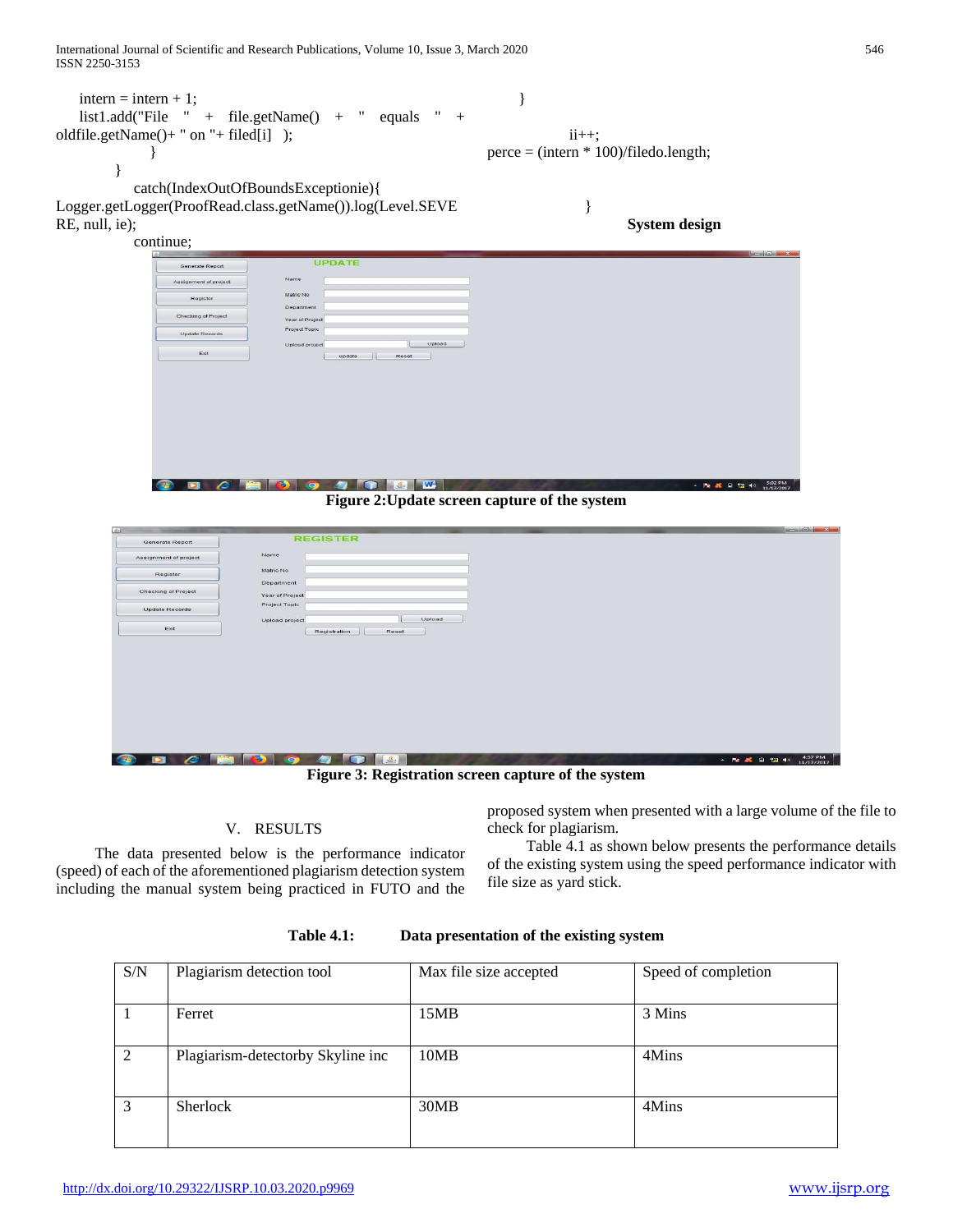```
intern = intern + 1;
list1.add("File " + file.getName() + " equals " + oldfile.getName()+ " on "+ filed[i] );
      }
   }
      catch(IndexOutOfBoundsExceptionie){
Logger.getLogger(ProofRead.class.getName()).log(Level.SEVERE, null, ie);
      continue;
   }
      ii++;
perce = (intern * 100)/filedo.length;
}
```

**System design**

Figure 2:Update screen capture of the system

Figure 3: Registration screen capture of the system

## V. RESULTS

The data presented below is the performance indicator (speed) of each of the aforementioned plagiarism detection system including the manual system being practiced in FUTO and the proposed system when presented with a large volume of the file to check for plagiarism.

Table 4.1 as shown below presents the performance details of the existing system using the speed performance indicator with file size as yard stick.

**Table 4.1: Data presentation of the existing system**

| S/N | Plagiarism detection tool | Max file size accepted | Speed of completion |
|---|---|---|---|
| 1 | Ferret | 15MB | 3 Mins |
| 2 | Plagiarism-detectorby Skyline inc | 10MB | 4Mins |
| 3 | Sherlock | 30MB | 4Mins |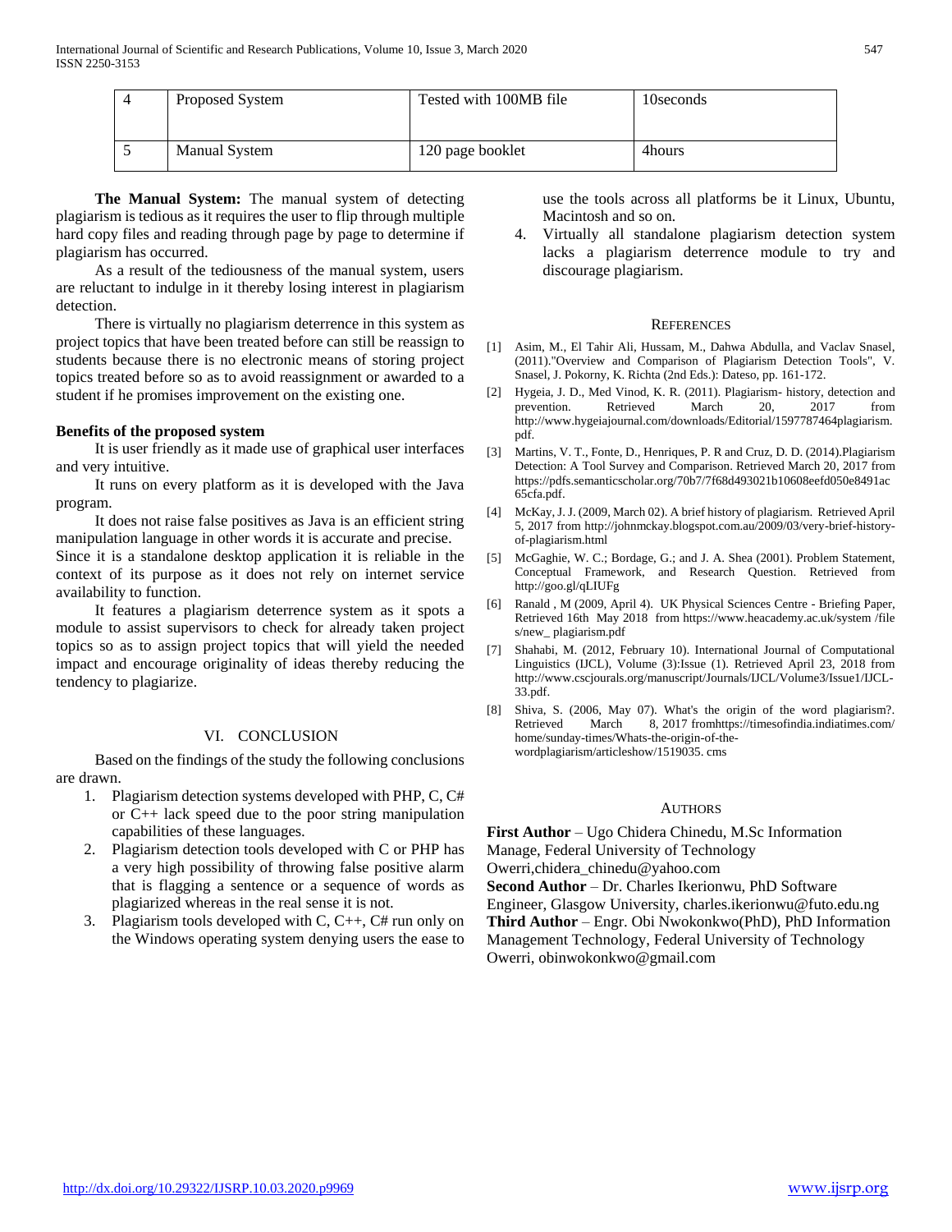| | | | |
|---|---|---|---|
| 4 | Proposed System | Tested with 100MB file | 10seconds |
| 5 | Manual System | 120 page booklet | 4hours |

**The Manual System:** The manual system of detecting plagiarism is tedious as it requires the user to flip through multiple hard copy files and reading through page by page to determine if plagiarism has occurred.

As a result of the tediousness of the manual system, users are reluctant to indulge in it thereby losing interest in plagiarism detection.

There is virtually no plagiarism deterrence in this system as project topics that have been treated before can still be reassign to students because there is no electronic means of storing project topics treated before so as to avoid reassignment or awarded to a student if he promises improvement on the existing one.

**Benefits of the proposed system**

It is user friendly as it made use of graphical user interfaces and very intuitive.

It runs on every platform as it is developed with the Java program.

It does not raise false positives as Java is an efficient string manipulation language in other words it is accurate and precise.
Since it is a standalone desktop application it is reliable in the context of its purpose as it does not rely on internet service availability to function.

It features a plagiarism deterrence system as it spots a module to assist supervisors to check for already taken project topics so as to assign project topics that will yield the needed impact and encourage originality of ideas thereby reducing the tendency to plagiarize.

## VI. CONCLUSION

Based on the findings of the study the following conclusions are drawn.

1. Plagiarism detection systems developed with PHP, C, C# or C++ lack speed due to the poor string manipulation capabilities of these languages.
2. Plagiarism detection tools developed with C or PHP has a very high possibility of throwing false positive alarm that is flagging a sentence or a sequence of words as plagiarized whereas in the real sense it is not.
3. Plagiarism tools developed with C, C++, C# run only on the Windows operating system denying users the ease to use the tools across all platforms be it Linux, Ubuntu, Macintosh and so on.
4. Virtually all standalone plagiarism detection system lacks a plagiarism deterrence module to try and discourage plagiarism.

## REFERENCES

[1] Asim, M., El Tahir Ali, Hussam, M., Dahwa Abdulla, and Vaclav Snasel, (2011)."Overview and Comparison of Plagiarism Detection Tools", V. Snasel, J. Pokorny, K. Richta (2nd Eds.): Dateso, pp. 161-172.

[2] Hygeia, J. D., Med Vinod, K. R. (2011). Plagiarism- history, detection and prevention. Retrieved March 20, 2017 from http://www.hygeiajournal.com/downloads/Editorial/1597787464plagiarism.pdf.

[3] Martins, V. T., Fonte, D., Henriques, P. R and Cruz, D. D. (2014).Plagiarism Detection: A Tool Survey and Comparison. Retrieved March 20, 2017 from https://pdfs.semanticscholar.org/70b7/7f68d493021b10608eefd050e8491ac65cfa.pdf.

[4] McKay, J. J. (2009, March 02). A brief history of plagiarism. Retrieved April 5, 2017 from http://johnmckay.blogspot.com.au/2009/03/very-brief-history-of-plagiarism.html

[5] McGaghie, W. C.; Bordage, G.; and J. A. Shea (2001). Problem Statement, Conceptual Framework, and Research Question. Retrieved from http://goo.gl/qLIUFg

[6] Ranald , M (2009, April 4). UK Physical Sciences Centre - Briefing Paper, Retrieved 16th May 2018 from https://www.heacademy.ac.uk/system /files/new_ plagiarism.pdf

[7] Shahabi, M. (2012, February 10). International Journal of Computational Linguistics (IJCL), Volume (3):Issue (1). Retrieved April 23, 2018 from http://www.cscjourals.org/manuscript/Journals/IJCL/Volume3/Issue1/IJCL-33.pdf.

[8] Shiva, S. (2006, May 07). What's the origin of the word plagiarism?. Retrieved March 8, 2017 fromhttps://timesofindia.indiatimes.com/home/sunday-times/Whats-the-origin-of-the-wordplagiarism/articleshow/1519035. cms

## AUTHORS

**First Author** – Ugo Chidera Chinedu, M.Sc Information Manage, Federal University of Technology Owerri,chidera_chinedu@yahoo.com

**Second Author** – Dr. Charles Ikerionwu, PhD Software Engineer, Glasgow University, charles.ikerionwu@futo.edu.ng

**Third Author** – Engr. Obi Nwokonkwo(PhD), PhD Information Management Technology, Federal University of Technology Owerri, obinwokonkwo@gmail.com